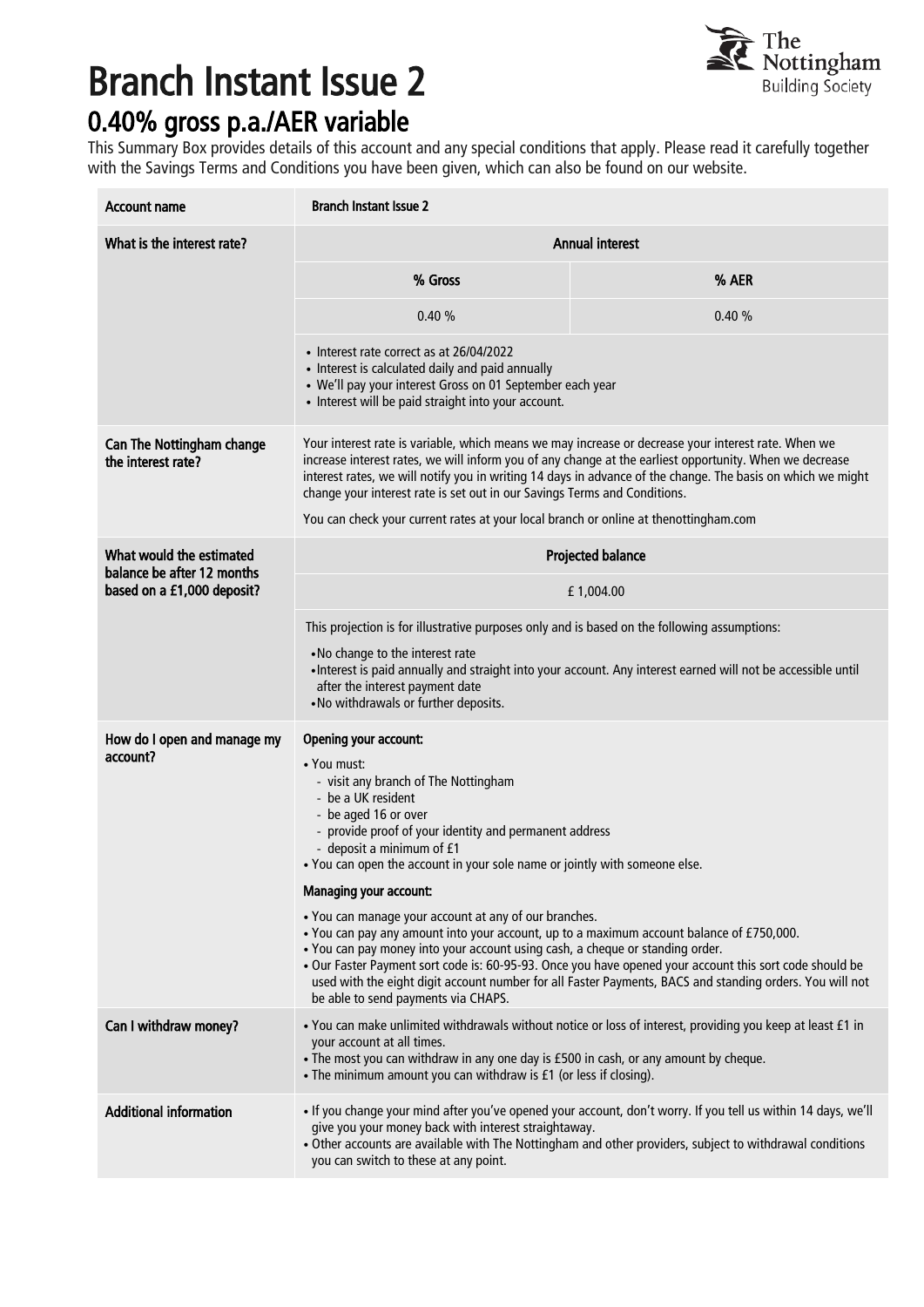# Branch Instant Issue 2

## 0.40% gross p.a./AER variable

This Summary Box provides details of this account and any special conditions that apply. Please read it carefully together with the Savings Terms and Conditions you have been given, which can also be found on our website.

| **Account name** | **Branch Instant Issue 2** | |
|---|---|---|
| **What is the interest rate?** | **Annual interest** | |
| | **% Gross** | **% AER** |
| | 0.40 % | 0.40 % |
| | • Interest rate correct as at 26/04/2022<br>• Interest is calculated daily and paid annually<br>• We'll pay your interest Gross on 01 September each year<br>• Interest will be paid straight into your account. | |
| **Can The Nottingham change the interest rate?** | Your interest rate is variable, which means we may increase or decrease your interest rate. When we increase interest rates, we will inform you of any change at the earliest opportunity. When we decrease interest rates, we will notify you in writing 14 days in advance of the change. The basis on which we might change your interest rate is set out in our Savings Terms and Conditions.<br><br>You can check your current rates at your local branch or online at thenottingham.com | |
| **What would the estimated balance be after 12 months based on a £1,000 deposit?** | **Projected balance** | |
| | £ 1,004.00 | |
| | This projection is for illustrative purposes only and is based on the following assumptions:<br>• No change to the interest rate<br>• Interest is paid annually and straight into your account. Any interest earned will not be accessible until after the interest payment date<br>• No withdrawals or further deposits. | |
| **How do I open and manage my account?** | **Opening your account:**<br>• You must:<br>- visit any branch of The Nottingham<br>- be a UK resident<br>- be aged 16 or over<br>- provide proof of your identity and permanent address<br>- deposit a minimum of £1<br>• You can open the account in your sole name or jointly with someone else.<br><br>**Managing your account:**<br>• You can manage your account at any of our branches.<br>• You can pay any amount into your account, up to a maximum account balance of £750,000.<br>• You can pay money into your account using cash, a cheque or standing order.<br>• Our Faster Payment sort code is: 60-95-93. Once you have opened your account this sort code should be used with the eight digit account number for all Faster Payments, BACS and standing orders. You will not be able to send payments via CHAPS. | |
| **Can I withdraw money?** | • You can make unlimited withdrawals without notice or loss of interest, providing you keep at least £1 in your account at all times.<br>• The most you can withdraw in any one day is £500 in cash, or any amount by cheque.<br>• The minimum amount you can withdraw is £1 (or less if closing). | |
| **Additional information** | • If you change your mind after you've opened your account, don't worry. If you tell us within 14 days, we'll give you your money back with interest straightaway.<br>• Other accounts are available with The Nottingham and other providers, subject to withdrawal conditions you can switch to these at any point. | |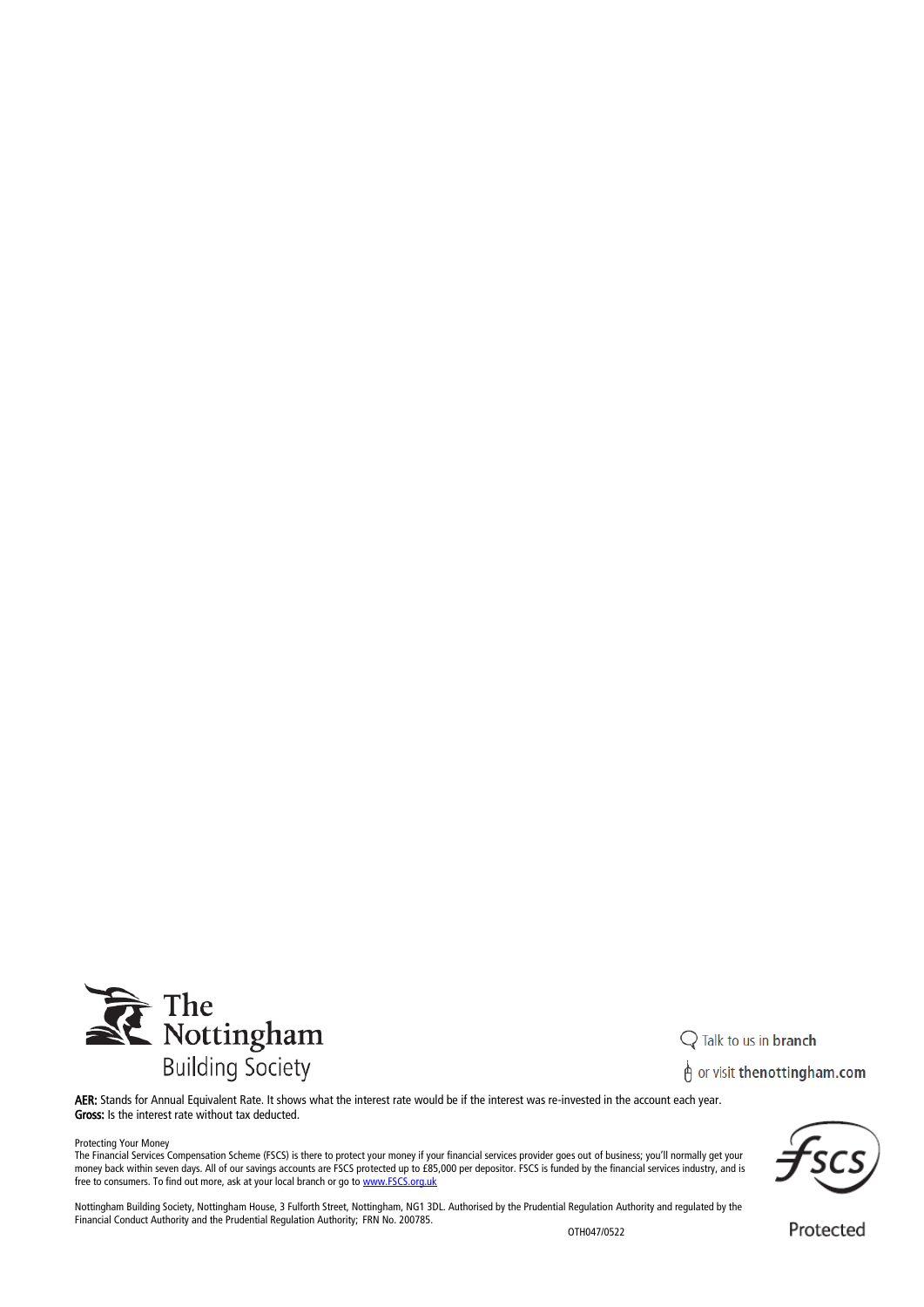The Nottingham Building Society

Talk to us in **branch**

or visit **thenottingham.com**

**AER:** Stands for Annual Equivalent Rate. It shows what the interest rate would be if the interest was re-invested in the account each year.
**Gross:** Is the interest rate without tax deducted.

Protecting Your Money
The Financial Services Compensation Scheme (FSCS) is there to protect your money if your financial services provider goes out of business; you'll normally get your money back within seven days. All of our savings accounts are FSCS protected up to £85,000 per depositor. FSCS is funded by the financial services industry, and is free to consumers. To find out more, ask at your local branch or go to www.FSCS.org.uk

Nottingham Building Society, Nottingham House, 3 Fulforth Street, Nottingham, NG1 3DL. Authorised by the Prudential Regulation Authority and regulated by the Financial Conduct Authority and the Prudential Regulation Authority; FRN No. 200785.

OTH047/0522

FSCS Protected